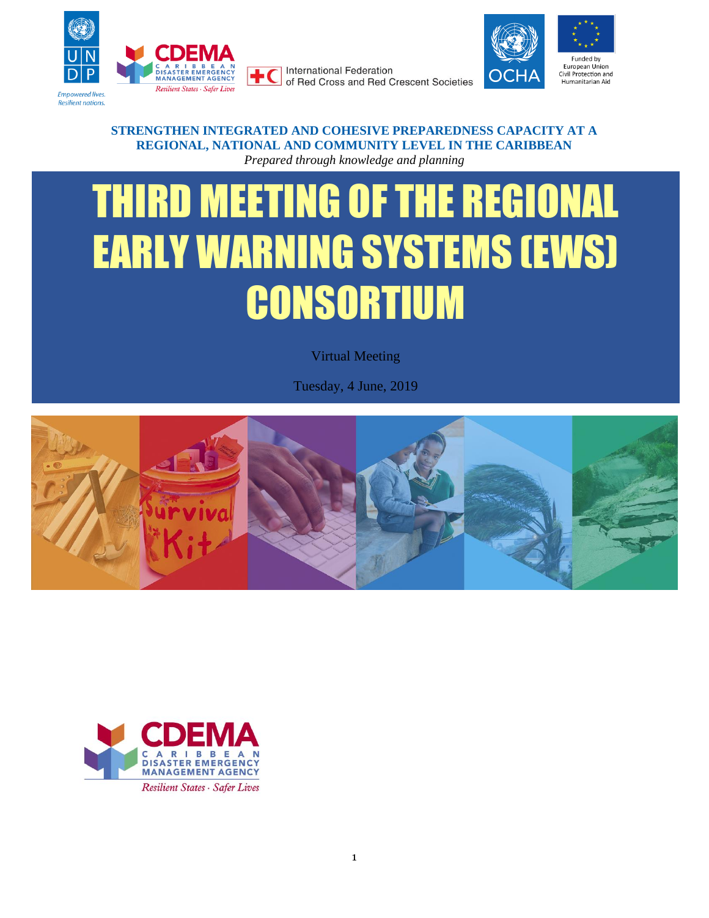**STRENGTHEN INTEGRATED AND COHESIVE PREPAREDNESS CAPACITY AT A REGIONAL, NATIONAL AND COMMUNITY LEVEL IN THE CARIBBEAN**

*Prepared through knowledge and planning*

# THIRD MEETING OF THE REGIONAL EARLY WARNING SYSTEMS (EWS) CONSORTIUM

Virtual Meeting

Tuesday, 4 June, 2019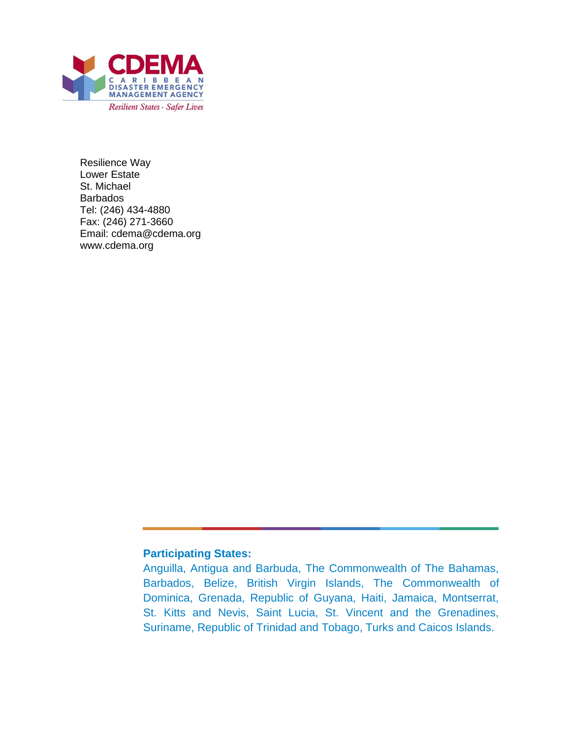CDEMA
CARIBBEAN
DISASTER EMERGENCY
MANAGEMENT AGENCY
*Resilient States · Safer Lives*

Resilience Way
Lower Estate
St. Michael
Barbados
Tel: (246) 434-4880
Fax: (246) 271-3660
Email: cdema@cdema.org
www.cdema.org

**Participating States:**
Anguilla, Antigua and Barbuda, The Commonwealth of The Bahamas, Barbados, Belize, British Virgin Islands, The Commonwealth of Dominica, Grenada, Republic of Guyana, Haiti, Jamaica, Montserrat, St. Kitts and Nevis, Saint Lucia, St. Vincent and the Grenadines, Suriname, Republic of Trinidad and Tobago, Turks and Caicos Islands.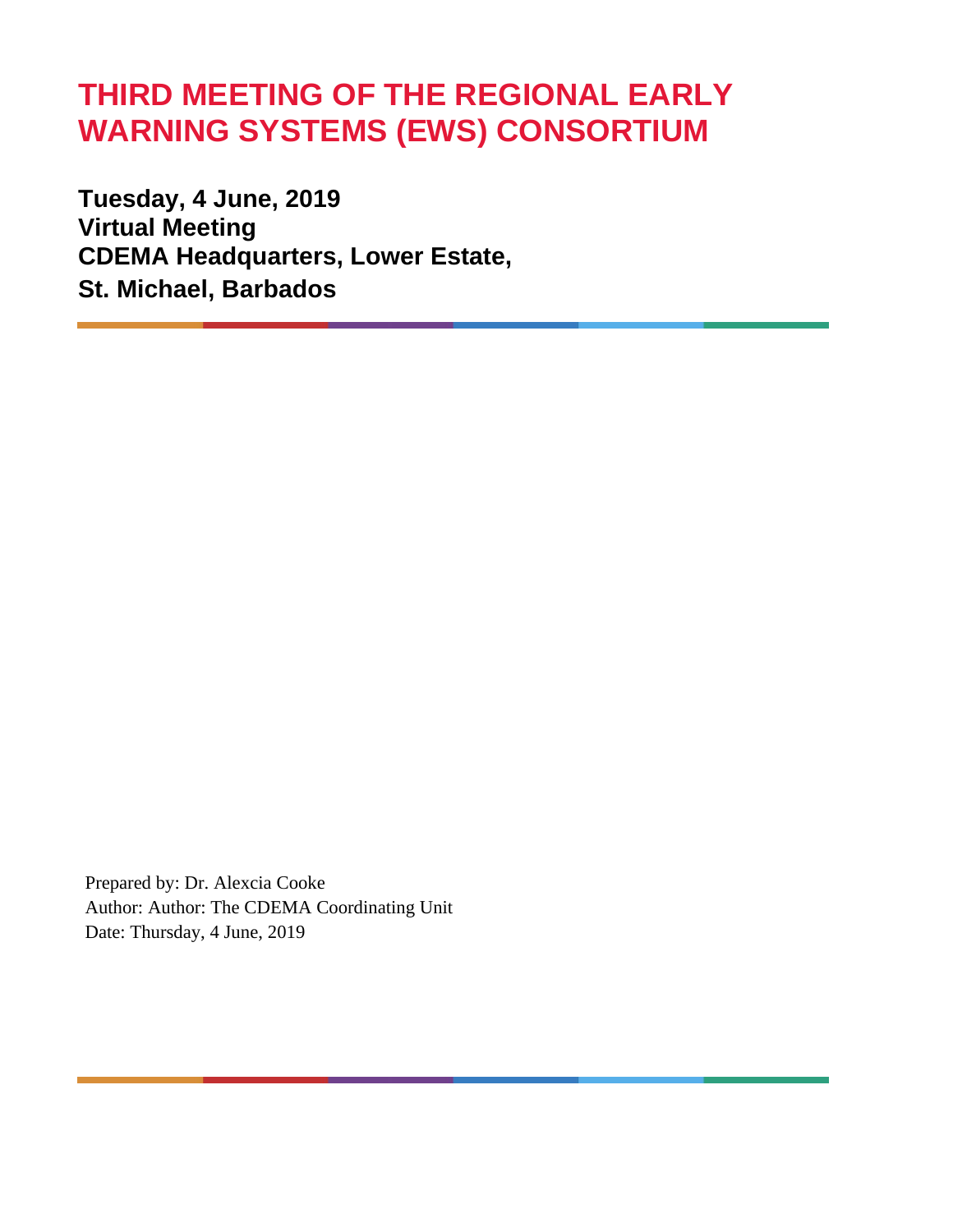# THIRD MEETING OF THE REGIONAL EARLY WARNING SYSTEMS (EWS) CONSORTIUM

**Tuesday, 4 June, 2019**
**Virtual Meeting**
**CDEMA Headquarters, Lower Estate,**
**St. Michael, Barbados**

Prepared by: Dr. Alexcia Cooke
Author: Author: The CDEMA Coordinating Unit
Date: Thursday, 4 June, 2019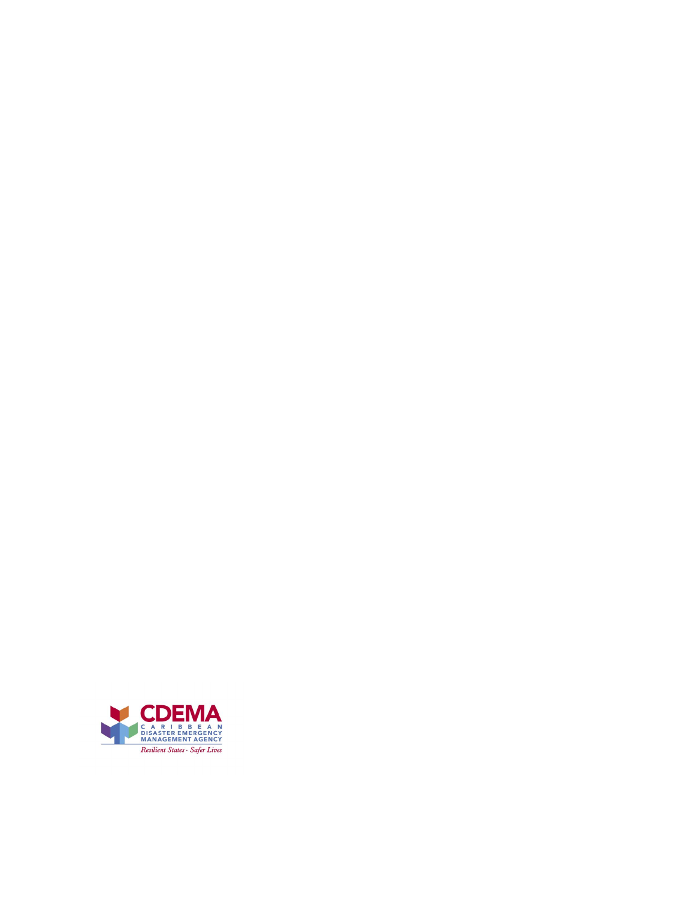**CDEMA**

CARIBBEAN
DISASTER EMERGENCY
MANAGEMENT AGENCY

*Resilient States · Safer Lives*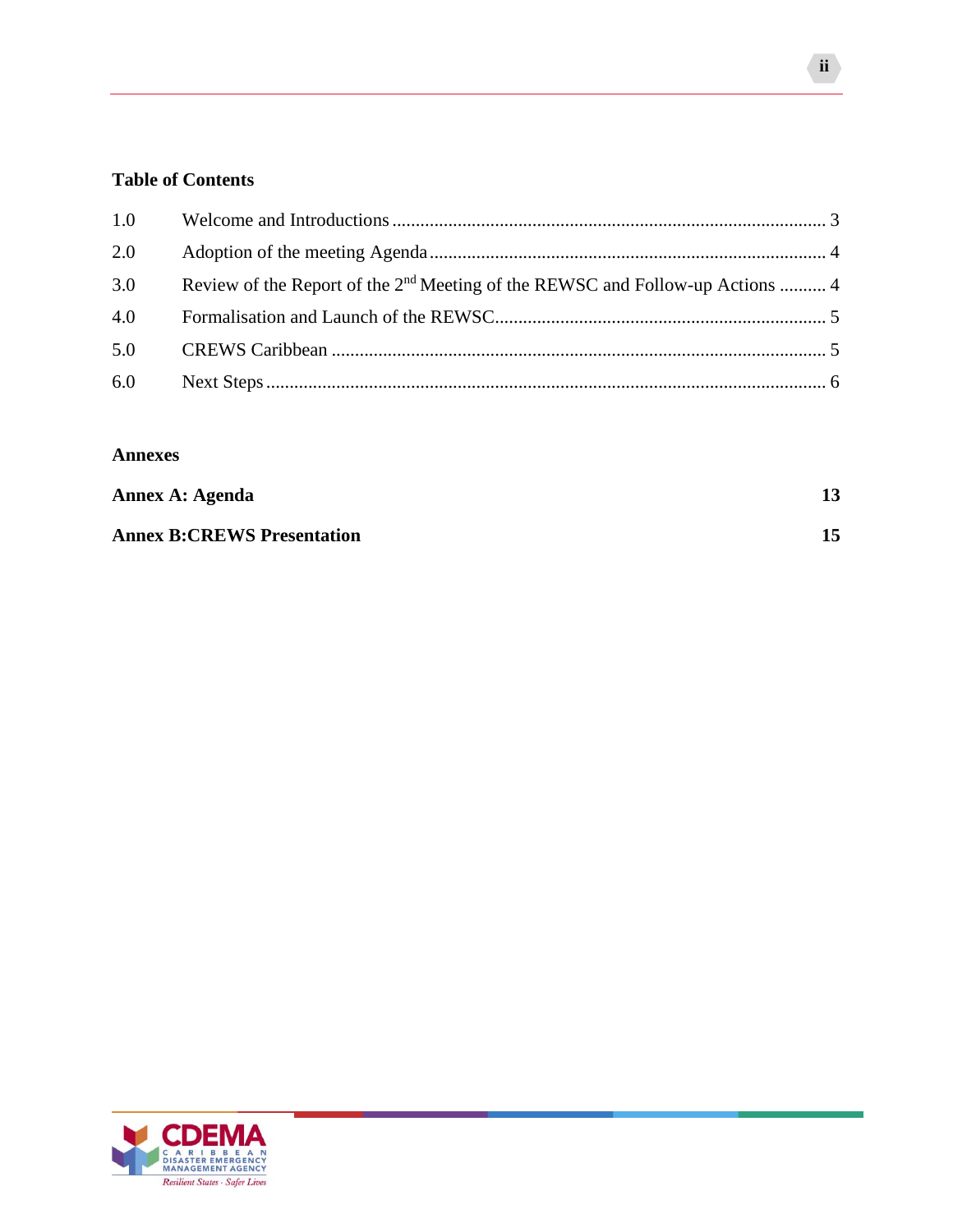**Table of Contents**

| | | |
|---|---|---|
| 1.0 | Welcome and Introductions | 3 |
| 2.0 | Adoption of the meeting Agenda | 4 |
| 3.0 | Review of the Report of the 2nd Meeting of the REWSC and Follow-up Actions | 4 |
| 4.0 | Formalisation and Launch of the REWSC | 5 |
| 5.0 | CREWS Caribbean | 5 |
| 6.0 | Next Steps | 6 |

**Annexes**

| | |
|---|---|
| **Annex A: Agenda** | **13** |
| **Annex B:CREWS Presentation** | **15** |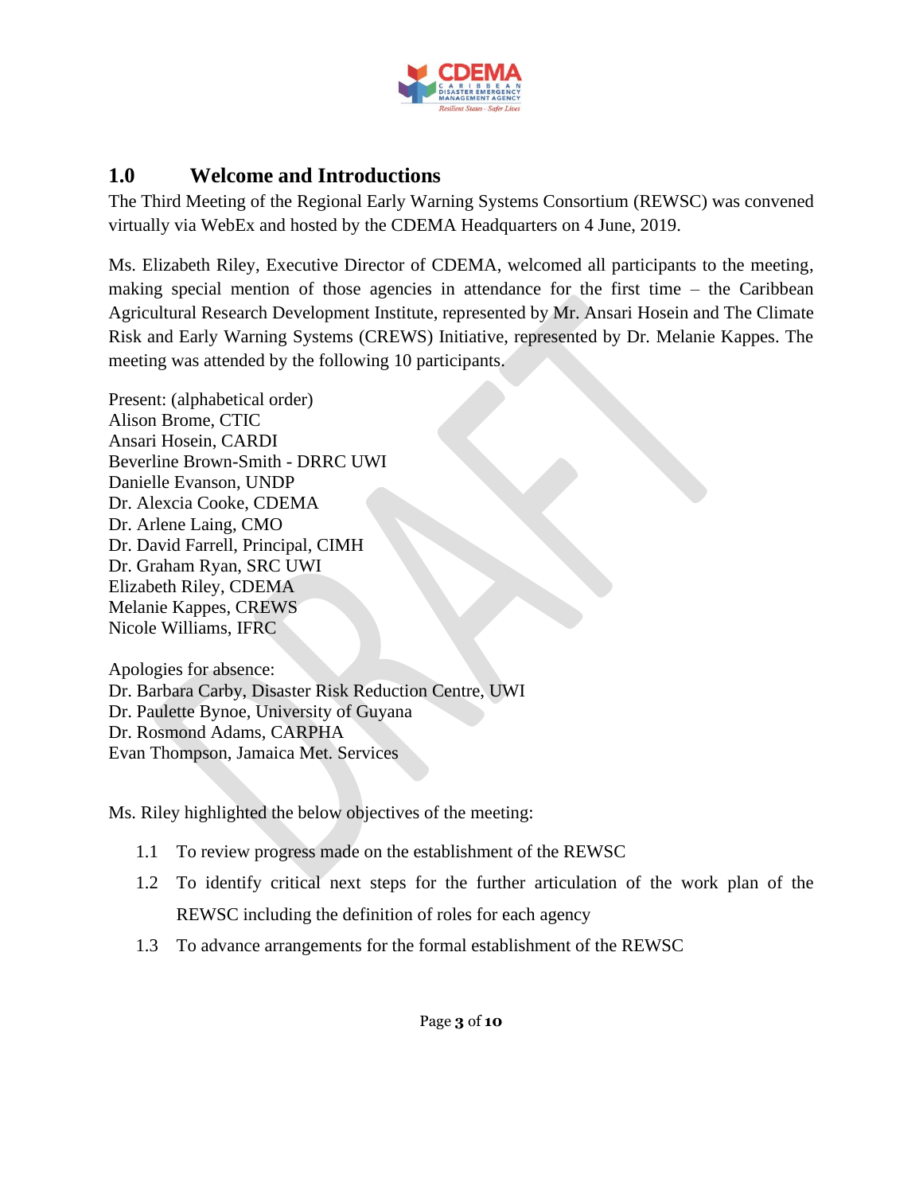## 1.0 Welcome and Introductions

The Third Meeting of the Regional Early Warning Systems Consortium (REWSC) was convened virtually via WebEx and hosted by the CDEMA Headquarters on 4 June, 2019.

Ms. Elizabeth Riley, Executive Director of CDEMA, welcomed all participants to the meeting, making special mention of those agencies in attendance for the first time – the Caribbean Agricultural Research Development Institute, represented by Mr. Ansari Hosein and The Climate Risk and Early Warning Systems (CREWS) Initiative, represented by Dr. Melanie Kappes. The meeting was attended by the following 10 participants.

Present: (alphabetical order)
Alison Brome, CTIC
Ansari Hosein, CARDI
Beverline Brown-Smith - DRRC UWI
Danielle Evanson, UNDP
Dr. Alexcia Cooke, CDEMA
Dr. Arlene Laing, CMO
Dr. David Farrell, Principal, CIMH
Dr. Graham Ryan, SRC UWI
Elizabeth Riley, CDEMA
Melanie Kappes, CREWS
Nicole Williams, IFRC

Apologies for absence:
Dr. Barbara Carby, Disaster Risk Reduction Centre, UWI
Dr. Paulette Bynoe, University of Guyana
Dr. Rosmond Adams, CARPHA
Evan Thompson, Jamaica Met. Services

Ms. Riley highlighted the below objectives of the meeting:

1.1 To review progress made on the establishment of the REWSC

1.2 To identify critical next steps for the further articulation of the work plan of the REWSC including the definition of roles for each agency

1.3 To advance arrangements for the formal establishment of the REWSC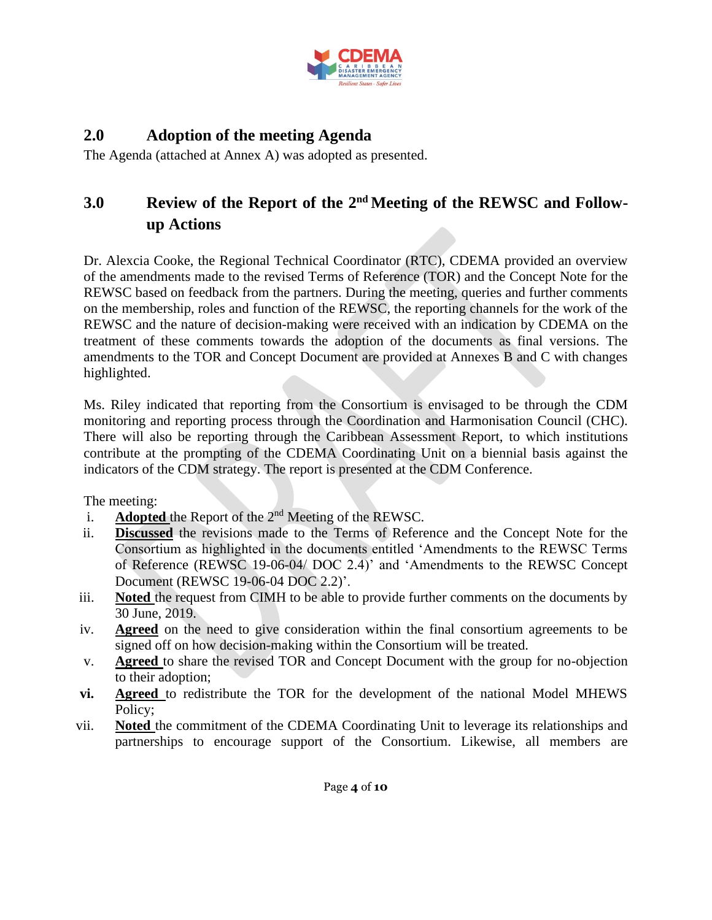## 2.0 Adoption of the meeting Agenda

The Agenda (attached at Annex A) was adopted as presented.

## 3.0 Review of the Report of the 2nd Meeting of the REWSC and Follow-up Actions

Dr. Alexcia Cooke, the Regional Technical Coordinator (RTC), CDEMA provided an overview of the amendments made to the revised Terms of Reference (TOR) and the Concept Note for the REWSC based on feedback from the partners. During the meeting, queries and further comments on the membership, roles and function of the REWSC, the reporting channels for the work of the REWSC and the nature of decision-making were received with an indication by CDEMA on the treatment of these comments towards the adoption of the documents as final versions. The amendments to the TOR and Concept Document are provided at Annexes B and C with changes highlighted.

Ms. Riley indicated that reporting from the Consortium is envisaged to be through the CDM monitoring and reporting process through the Coordination and Harmonisation Council (CHC). There will also be reporting through the Caribbean Assessment Report, to which institutions contribute at the prompting of the CDEMA Coordinating Unit on a biennial basis against the indicators of the CDM strategy. The report is presented at the CDM Conference.

The meeting:

i. **Adopted** the Report of the 2nd Meeting of the REWSC.
ii. **Discussed** the revisions made to the Terms of Reference and the Concept Note for the Consortium as highlighted in the documents entitled 'Amendments to the REWSC Terms of Reference (REWSC 19-06-04/ DOC 2.4)' and 'Amendments to the REWSC Concept Document (REWSC 19-06-04 DOC 2.2)'.
iii. **Noted** the request from CIMH to be able to provide further comments on the documents by 30 June, 2019.
iv. **Agreed** on the need to give consideration within the final consortium agreements to be signed off on how decision-making within the Consortium will be treated.
v. **Agreed** to share the revised TOR and Concept Document with the group for no-objection to their adoption;
vi. **Agreed** to redistribute the TOR for the development of the national Model MHEWS Policy;
vii. **Noted** the commitment of the CDEMA Coordinating Unit to leverage its relationships and partnerships to encourage support of the Consortium. Likewise, all members are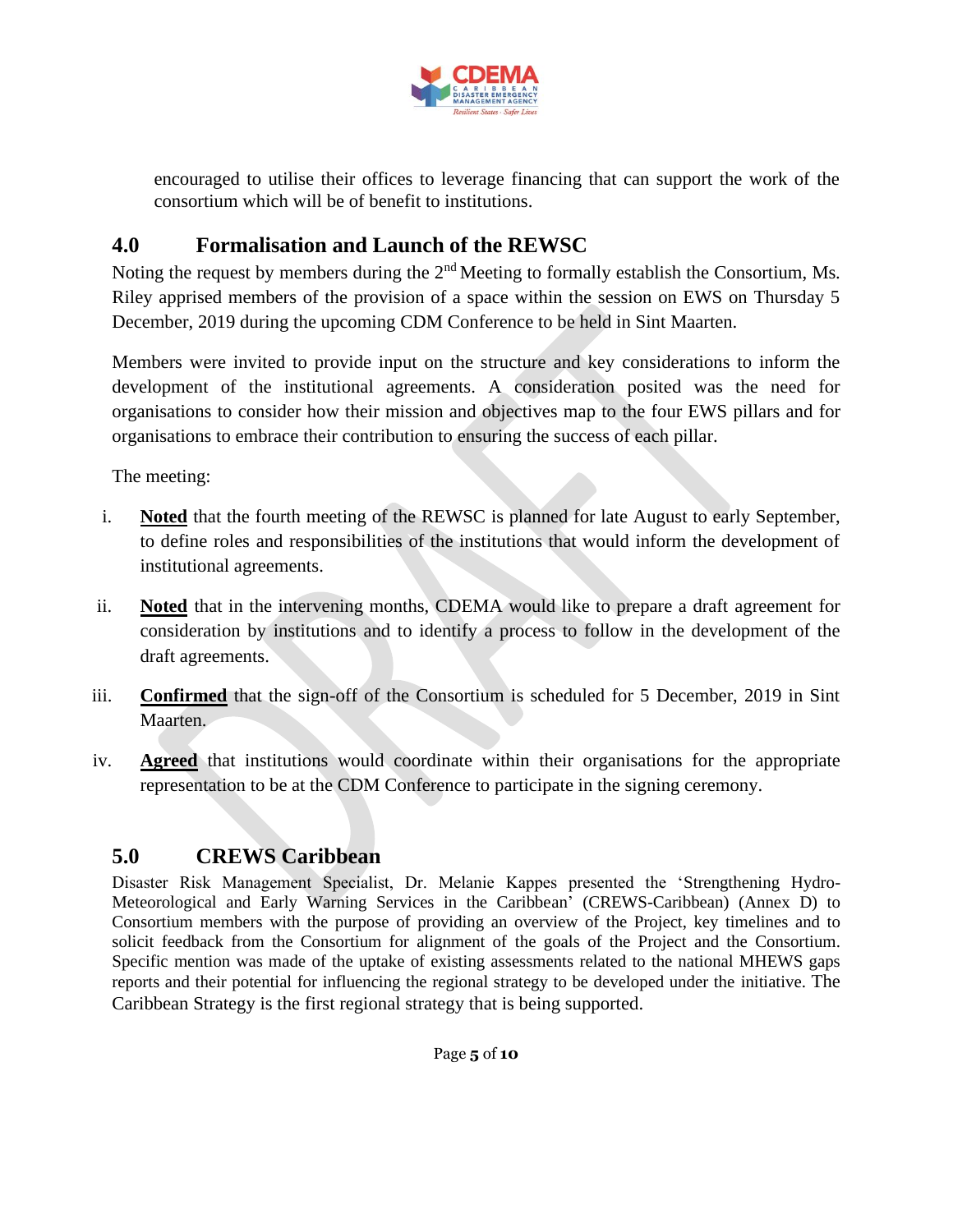encouraged to utilise their offices to leverage financing that can support the work of the consortium which will be of benefit to institutions.

## 4.0 Formalisation and Launch of the REWSC

Noting the request by members during the 2nd Meeting to formally establish the Consortium, Ms. Riley apprised members of the provision of a space within the session on EWS on Thursday 5 December, 2019 during the upcoming CDM Conference to be held in Sint Maarten.

Members were invited to provide input on the structure and key considerations to inform the development of the institutional agreements. A consideration posited was the need for organisations to consider how their mission and objectives map to the four EWS pillars and for organisations to embrace their contribution to ensuring the success of each pillar.

The meeting:

i. **Noted** that the fourth meeting of the REWSC is planned for late August to early September, to define roles and responsibilities of the institutions that would inform the development of institutional agreements.

ii. **Noted** that in the intervening months, CDEMA would like to prepare a draft agreement for consideration by institutions and to identify a process to follow in the development of the draft agreements.

iii. **Confirmed** that the sign-off of the Consortium is scheduled for 5 December, 2019 in Sint Maarten.

iv. **Agreed** that institutions would coordinate within their organisations for the appropriate representation to be at the CDM Conference to participate in the signing ceremony.

## 5.0 CREWS Caribbean

Disaster Risk Management Specialist, Dr. Melanie Kappes presented the 'Strengthening Hydro-Meteorological and Early Warning Services in the Caribbean' (CREWS-Caribbean) (Annex D) to Consortium members with the purpose of providing an overview of the Project, key timelines and to solicit feedback from the Consortium for alignment of the goals of the Project and the Consortium. Specific mention was made of the uptake of existing assessments related to the national MHEWS gaps reports and their potential for influencing the regional strategy to be developed under the initiative. The Caribbean Strategy is the first regional strategy that is being supported.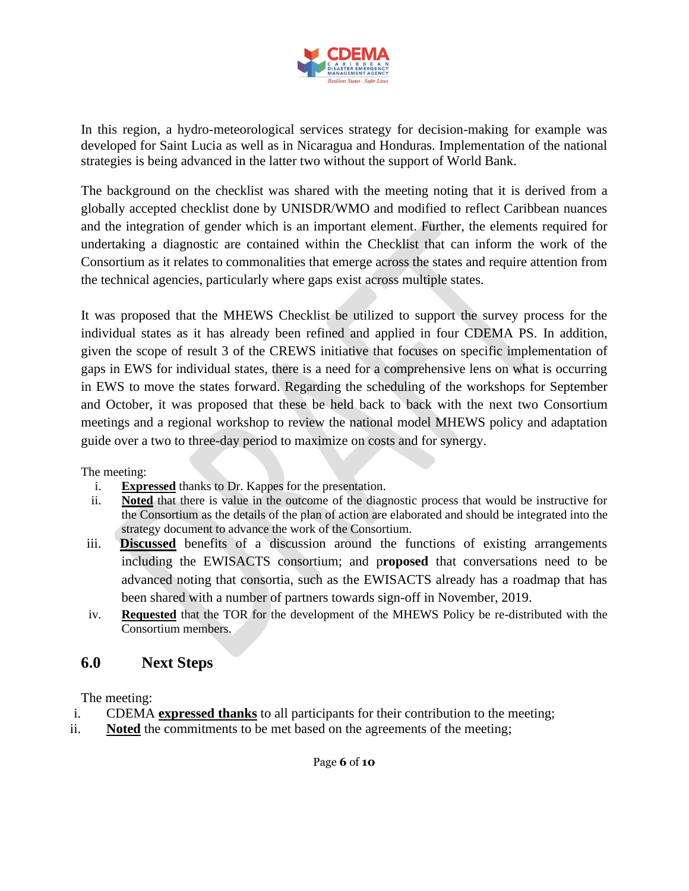In this region, a hydro-meteorological services strategy for decision-making for example was developed for Saint Lucia as well as in Nicaragua and Honduras. Implementation of the national strategies is being advanced in the latter two without the support of World Bank.

The background on the checklist was shared with the meeting noting that it is derived from a globally accepted checklist done by UNISDR/WMO and modified to reflect Caribbean nuances and the integration of gender which is an important element. Further, the elements required for undertaking a diagnostic are contained within the Checklist that can inform the work of the Consortium as it relates to commonalities that emerge across the states and require attention from the technical agencies, particularly where gaps exist across multiple states.

It was proposed that the MHEWS Checklist be utilized to support the survey process for the individual states as it has already been refined and applied in four CDEMA PS. In addition, given the scope of result 3 of the CREWS initiative that focuses on specific implementation of gaps in EWS for individual states, there is a need for a comprehensive lens on what is occurring in EWS to move the states forward. Regarding the scheduling of the workshops for September and October, it was proposed that these be held back to back with the next two Consortium meetings and a regional workshop to review the national model MHEWS policy and adaptation guide over a two to three-day period to maximize on costs and for synergy.

The meeting:

i. **Expressed** thanks to Dr. Kappes for the presentation.
ii. **Noted** that there is value in the outcome of the diagnostic process that would be instructive for the Consortium as the details of the plan of action are elaborated and should be integrated into the strategy document to advance the work of the Consortium.
iii. **Discussed** benefits of a discussion around the functions of existing arrangements including the EWISACTS consortium; and p**roposed** that conversations need to be advanced noting that consortia, such as the EWISACTS already has a roadmap that has been shared with a number of partners towards sign-off in November, 2019.
iv. **Requested** that the TOR for the development of the MHEWS Policy be re-distributed with the Consortium members.

## 6.0 Next Steps

The meeting:

i. CDEMA **expressed thanks** to all participants for their contribution to the meeting;
ii. **Noted** the commitments to be met based on the agreements of the meeting;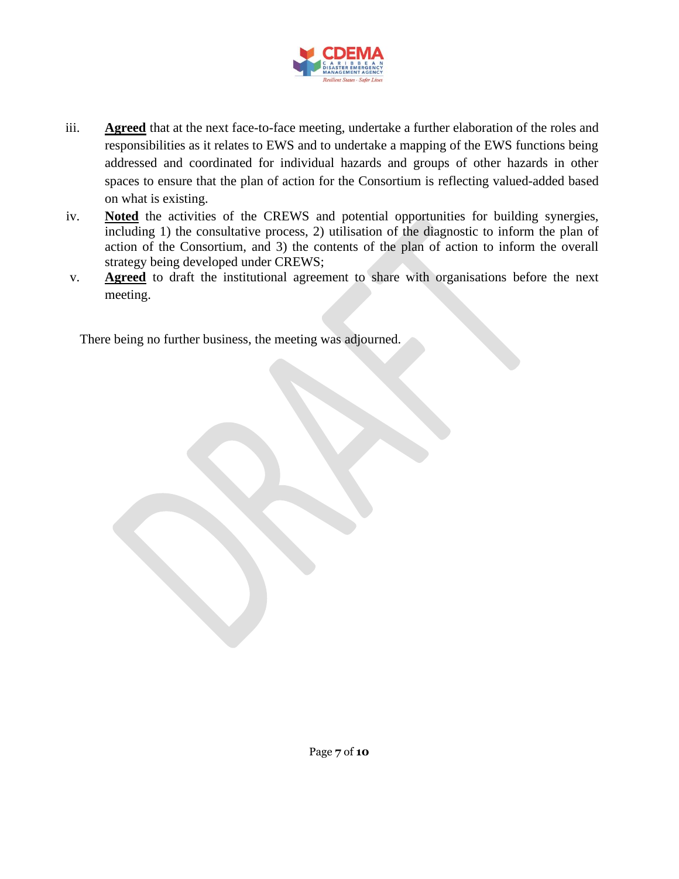iii. **Agreed** that at the next face-to-face meeting, undertake a further elaboration of the roles and responsibilities as it relates to EWS and to undertake a mapping of the EWS functions being addressed and coordinated for individual hazards and groups of other hazards in other spaces to ensure that the plan of action for the Consortium is reflecting valued-added based on what is existing.

iv. **Noted** the activities of the CREWS and potential opportunities for building synergies, including 1) the consultative process, 2) utilisation of the diagnostic to inform the plan of action of the Consortium, and 3) the contents of the plan of action to inform the overall strategy being developed under CREWS;

v. **Agreed** to draft the institutional agreement to share with organisations before the next meeting.

There being no further business, the meeting was adjourned.